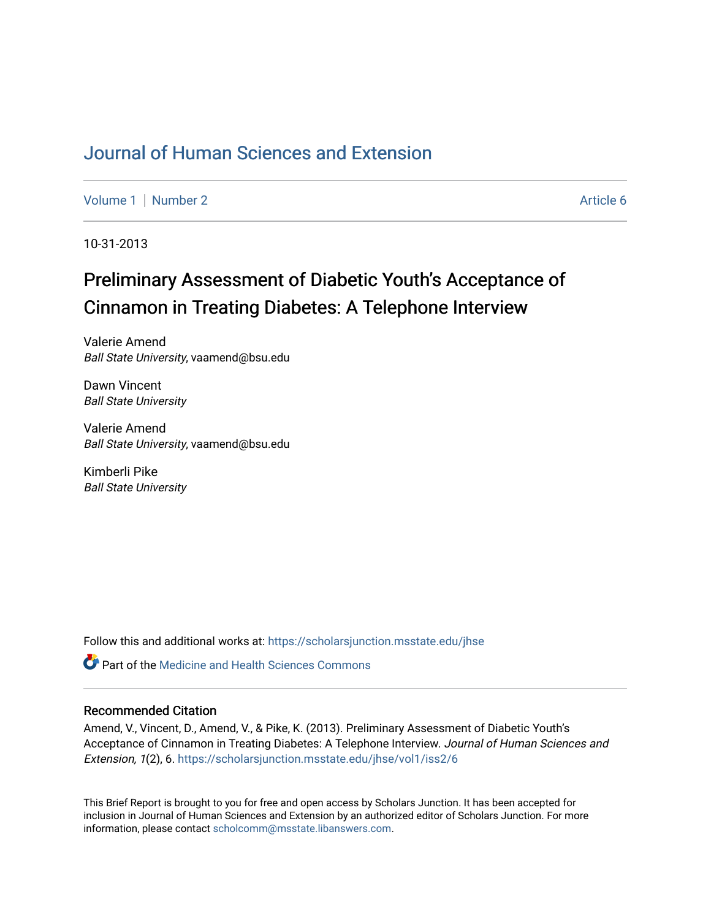# Journal of Human Sciences and Extension

Volume 1 | Number 2 Article 6

10-31-2013

## Preliminary Assessment of Diabetic Youth's Acceptance of Cinnamon in Treating Diabetes: A Telephone Interview

Valerie Amend
*Ball State University*, vaamend@bsu.edu

Dawn Vincent
*Ball State University*

Valerie Amend
*Ball State University*, vaamend@bsu.edu

Kimberli Pike
*Ball State University*

Follow this and additional works at: https://scholarsjunction.msstate.edu/jhse

Part of the Medicine and Health Sciences Commons

### Recommended Citation

Amend, V., Vincent, D., Amend, V., & Pike, K. (2013). Preliminary Assessment of Diabetic Youth's Acceptance of Cinnamon in Treating Diabetes: A Telephone Interview. *Journal of Human Sciences and Extension, 1*(2), 6. https://scholarsjunction.msstate.edu/jhse/vol1/iss2/6

This Brief Report is brought to you for free and open access by Scholars Junction. It has been accepted for inclusion in Journal of Human Sciences and Extension by an authorized editor of Scholars Junction. For more information, please contact scholcomm@msstate.libanswers.com.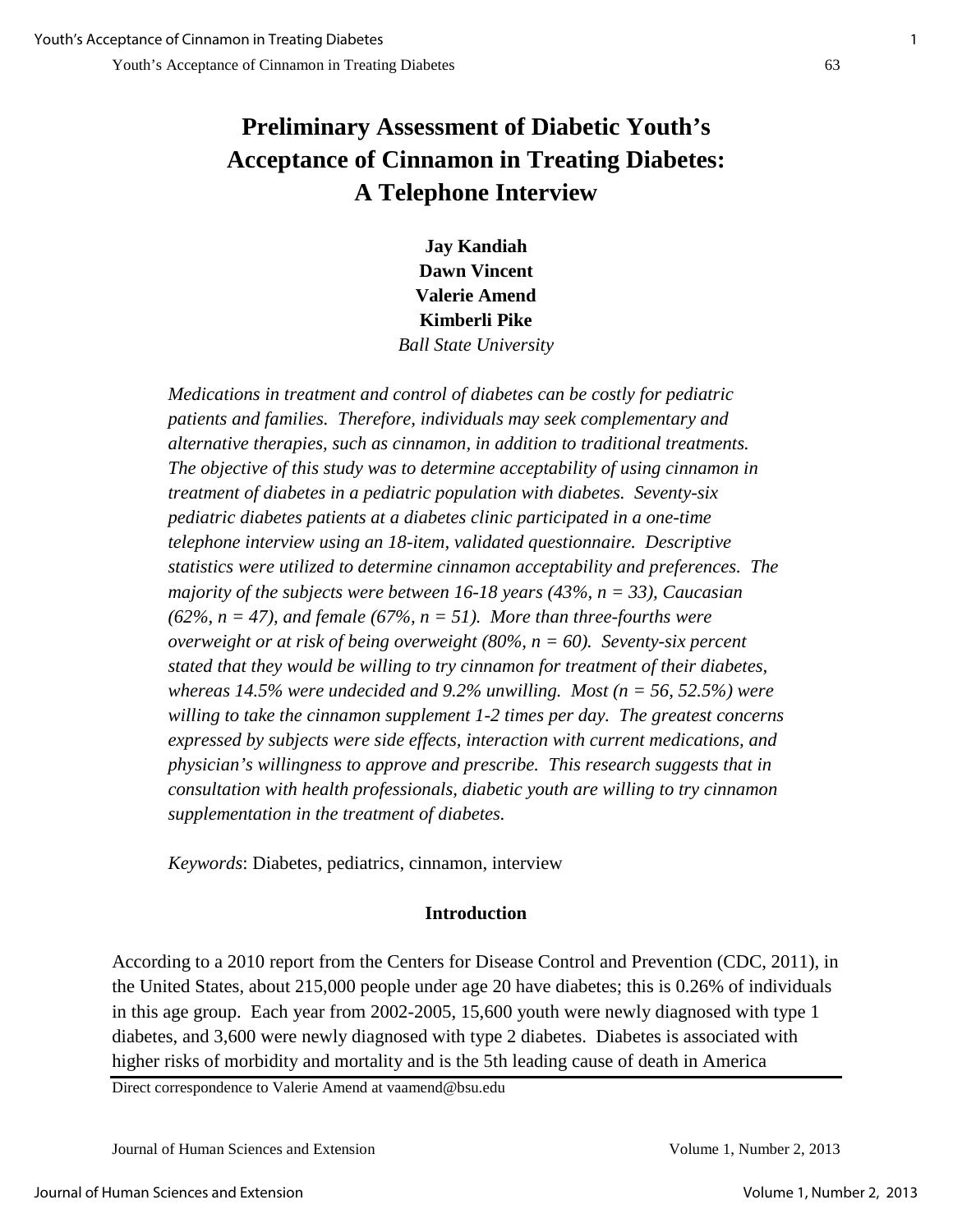# Preliminary Assessment of Diabetic Youth's Acceptance of Cinnamon in Treating Diabetes: A Telephone Interview

**Jay Kandiah**
**Dawn Vincent**
**Valerie Amend**
**Kimberli Pike**
*Ball State University*

*Medications in treatment and control of diabetes can be costly for pediatric patients and families. Therefore, individuals may seek complementary and alternative therapies, such as cinnamon, in addition to traditional treatments. The objective of this study was to determine acceptability of using cinnamon in treatment of diabetes in a pediatric population with diabetes. Seventy-six pediatric diabetes patients at a diabetes clinic participated in a one-time telephone interview using an 18-item, validated questionnaire. Descriptive statistics were utilized to determine cinnamon acceptability and preferences. The majority of the subjects were between 16-18 years (43%, n = 33), Caucasian (62%, n = 47), and female (67%, n = 51). More than three-fourths were overweight or at risk of being overweight (80%, n = 60). Seventy-six percent stated that they would be willing to try cinnamon for treatment of their diabetes, whereas 14.5% were undecided and 9.2% unwilling. Most (n = 56, 52.5%) were willing to take the cinnamon supplement 1-2 times per day. The greatest concerns expressed by subjects were side effects, interaction with current medications, and physician's willingness to approve and prescribe. This research suggests that in consultation with health professionals, diabetic youth are willing to try cinnamon supplementation in the treatment of diabetes.*

*Keywords*: Diabetes, pediatrics, cinnamon, interview

## Introduction

According to a 2010 report from the Centers for Disease Control and Prevention (CDC, 2011), in the United States, about 215,000 people under age 20 have diabetes; this is 0.26% of individuals in this age group. Each year from 2002-2005, 15,600 youth were newly diagnosed with type 1 diabetes, and 3,600 were newly diagnosed with type 2 diabetes. Diabetes is associated with higher risks of morbidity and mortality and is the 5th leading cause of death in America

Direct correspondence to Valerie Amend at vaamend@bsu.edu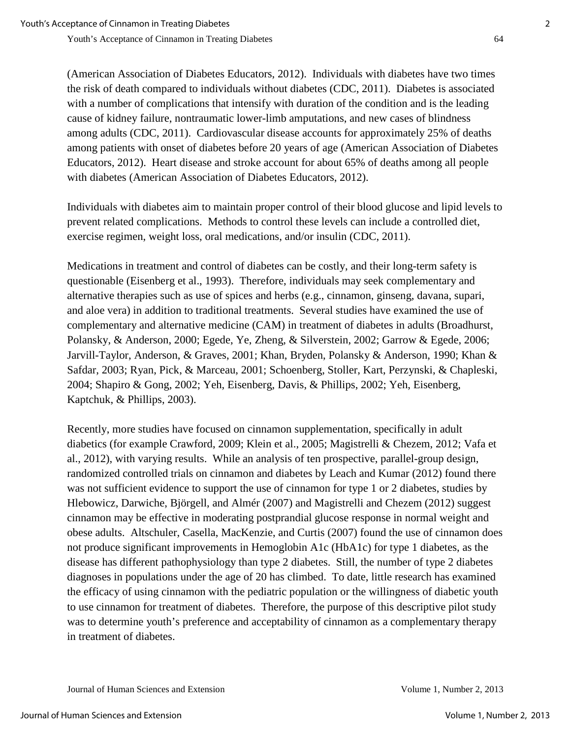(American Association of Diabetes Educators, 2012). Individuals with diabetes have two times the risk of death compared to individuals without diabetes (CDC, 2011). Diabetes is associated with a number of complications that intensify with duration of the condition and is the leading cause of kidney failure, nontraumatic lower-limb amputations, and new cases of blindness among adults (CDC, 2011). Cardiovascular disease accounts for approximately 25% of deaths among patients with onset of diabetes before 20 years of age (American Association of Diabetes Educators, 2012). Heart disease and stroke account for about 65% of deaths among all people with diabetes (American Association of Diabetes Educators, 2012).

Individuals with diabetes aim to maintain proper control of their blood glucose and lipid levels to prevent related complications. Methods to control these levels can include a controlled diet, exercise regimen, weight loss, oral medications, and/or insulin (CDC, 2011).

Medications in treatment and control of diabetes can be costly, and their long-term safety is questionable (Eisenberg et al., 1993). Therefore, individuals may seek complementary and alternative therapies such as use of spices and herbs (e.g., cinnamon, ginseng, davana, supari, and aloe vera) in addition to traditional treatments. Several studies have examined the use of complementary and alternative medicine (CAM) in treatment of diabetes in adults (Broadhurst, Polansky, & Anderson, 2000; Egede, Ye, Zheng, & Silverstein, 2002; Garrow & Egede, 2006; Jarvill-Taylor, Anderson, & Graves, 2001; Khan, Bryden, Polansky & Anderson, 1990; Khan & Safdar, 2003; Ryan, Pick, & Marceau, 2001; Schoenberg, Stoller, Kart, Perzynski, & Chapleski, 2004; Shapiro & Gong, 2002; Yeh, Eisenberg, Davis, & Phillips, 2002; Yeh, Eisenberg, Kaptchuk, & Phillips, 2003).

Recently, more studies have focused on cinnamon supplementation, specifically in adult diabetics (for example Crawford, 2009; Klein et al., 2005; Magistrelli & Chezem, 2012; Vafa et al., 2012), with varying results. While an analysis of ten prospective, parallel-group design, randomized controlled trials on cinnamon and diabetes by Leach and Kumar (2012) found there was not sufficient evidence to support the use of cinnamon for type 1 or 2 diabetes, studies by Hlebowicz, Darwiche, Björgell, and Almér (2007) and Magistrelli and Chezem (2012) suggest cinnamon may be effective in moderating postprandial glucose response in normal weight and obese adults. Altschuler, Casella, MacKenzie, and Curtis (2007) found the use of cinnamon does not produce significant improvements in Hemoglobin A1c (HbA1c) for type 1 diabetes, as the disease has different pathophysiology than type 2 diabetes. Still, the number of type 2 diabetes diagnoses in populations under the age of 20 has climbed. To date, little research has examined the efficacy of using cinnamon with the pediatric population or the willingness of diabetic youth to use cinnamon for treatment of diabetes. Therefore, the purpose of this descriptive pilot study was to determine youth's preference and acceptability of cinnamon as a complementary therapy in treatment of diabetes.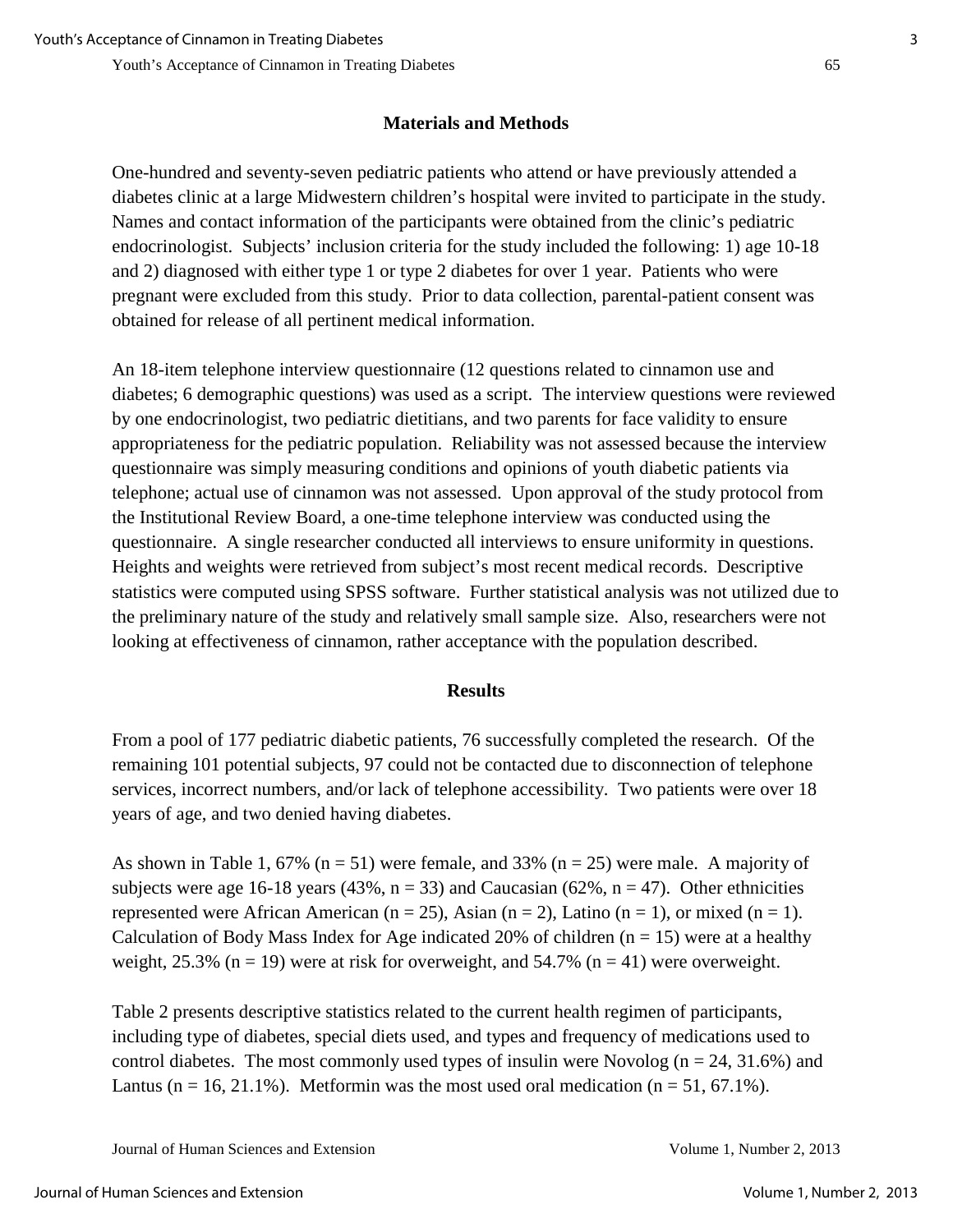## Materials and Methods

One-hundred and seventy-seven pediatric patients who attend or have previously attended a diabetes clinic at a large Midwestern children's hospital were invited to participate in the study. Names and contact information of the participants were obtained from the clinic's pediatric endocrinologist. Subjects' inclusion criteria for the study included the following: 1) age 10-18 and 2) diagnosed with either type 1 or type 2 diabetes for over 1 year. Patients who were pregnant were excluded from this study. Prior to data collection, parental-patient consent was obtained for release of all pertinent medical information.

An 18-item telephone interview questionnaire (12 questions related to cinnamon use and diabetes; 6 demographic questions) was used as a script. The interview questions were reviewed by one endocrinologist, two pediatric dietitians, and two parents for face validity to ensure appropriateness for the pediatric population. Reliability was not assessed because the interview questionnaire was simply measuring conditions and opinions of youth diabetic patients via telephone; actual use of cinnamon was not assessed. Upon approval of the study protocol from the Institutional Review Board, a one-time telephone interview was conducted using the questionnaire. A single researcher conducted all interviews to ensure uniformity in questions. Heights and weights were retrieved from subject's most recent medical records. Descriptive statistics were computed using SPSS software. Further statistical analysis was not utilized due to the preliminary nature of the study and relatively small sample size. Also, researchers were not looking at effectiveness of cinnamon, rather acceptance with the population described.

## Results

From a pool of 177 pediatric diabetic patients, 76 successfully completed the research. Of the remaining 101 potential subjects, 97 could not be contacted due to disconnection of telephone services, incorrect numbers, and/or lack of telephone accessibility. Two patients were over 18 years of age, and two denied having diabetes.

As shown in Table 1, 67% ($n = 51$) were female, and 33% ($n = 25$) were male. A majority of subjects were age 16-18 years (43%, $n = 33$) and Caucasian (62%, $n = 47$). Other ethnicities represented were African American ($n = 25$), Asian ($n = 2$), Latino ($n = 1$), or mixed ($n = 1$). Calculation of Body Mass Index for Age indicated 20% of children ($n = 15$) were at a healthy weight, 25.3% ($n = 19$) were at risk for overweight, and 54.7% ($n = 41$) were overweight.

Table 2 presents descriptive statistics related to the current health regimen of participants, including type of diabetes, special diets used, and types and frequency of medications used to control diabetes. The most commonly used types of insulin were Novolog ($n = 24$, 31.6%) and Lantus ($n = 16$, 21.1%). Metformin was the most used oral medication ($n = 51$, 67.1%).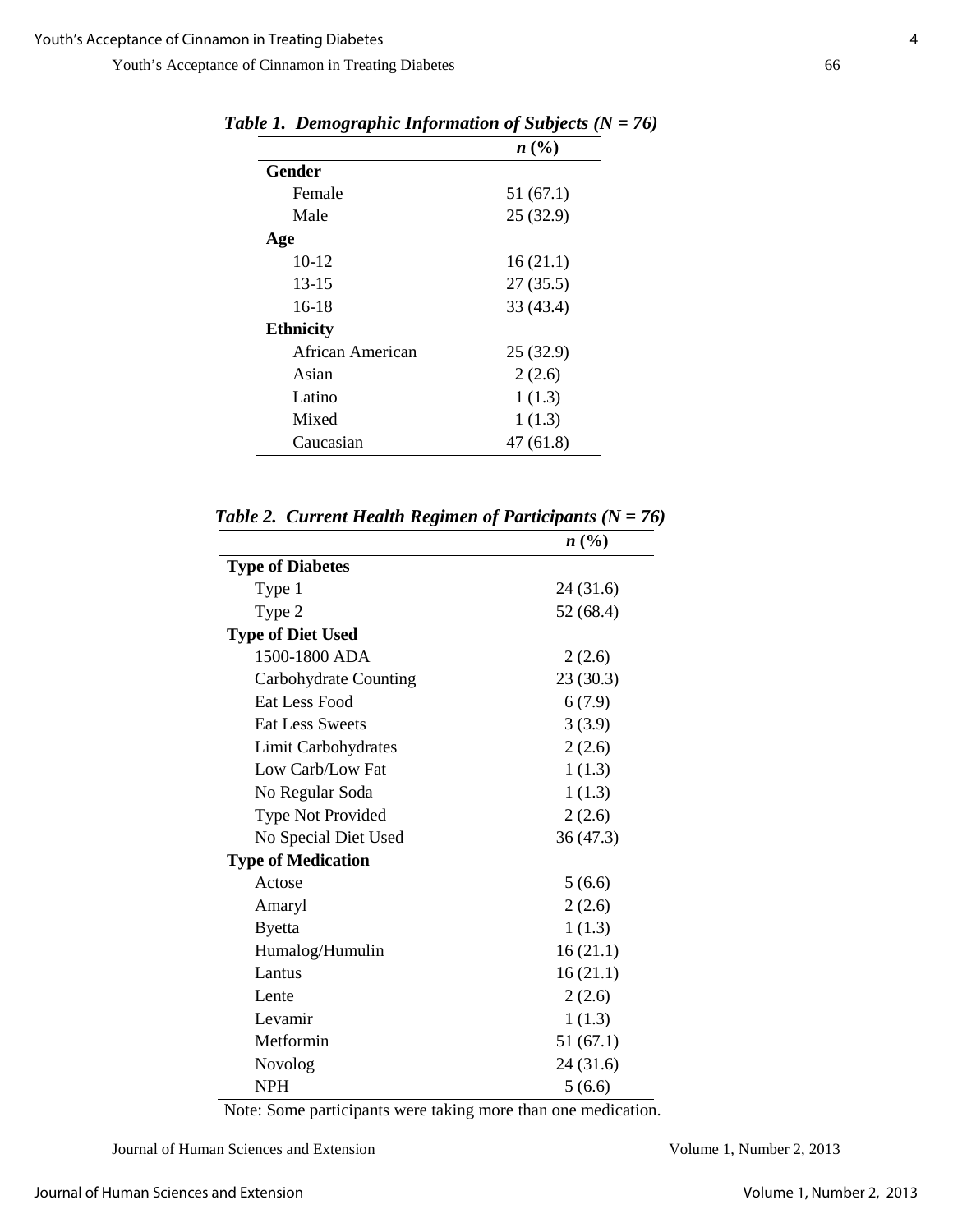**Table 1. Demographic Information of Subjects (*N* = 76)**

| | *n* (%) |
|---|---|
| **Gender** | |
| Female | 51 (67.1) |
| Male | 25 (32.9) |
| **Age** | |
| 10-12 | 16 (21.1) |
| 13-15 | 27 (35.5) |
| 16-18 | 33 (43.4) |
| **Ethnicity** | |
| African American | 25 (32.9) |
| Asian | 2 (2.6) |
| Latino | 1 (1.3) |
| Mixed | 1 (1.3) |
| Caucasian | 47 (61.8) |

**Table 2. Current Health Regimen of Participants (*N* = 76)**

| | *n* (%) |
|---|---|
| **Type of Diabetes** | |
| Type 1 | 24 (31.6) |
| Type 2 | 52 (68.4) |
| **Type of Diet Used** | |
| 1500-1800 ADA | 2 (2.6) |
| Carbohydrate Counting | 23 (30.3) |
| Eat Less Food | 6 (7.9) |
| Eat Less Sweets | 3 (3.9) |
| Limit Carbohydrates | 2 (2.6) |
| Low Carb/Low Fat | 1 (1.3) |
| No Regular Soda | 1 (1.3) |
| Type Not Provided | 2 (2.6) |
| No Special Diet Used | 36 (47.3) |
| **Type of Medication** | |
| Actose | 5 (6.6) |
| Amaryl | 2 (2.6) |
| Byetta | 1 (1.3) |
| Humalog/Humulin | 16 (21.1) |
| Lantus | 16 (21.1) |
| Lente | 2 (2.6) |
| Levamir | 1 (1.3) |
| Metformin | 51 (67.1) |
| Novolog | 24 (31.6) |
| NPH | 5 (6.6) |

Note: Some participants were taking more than one medication.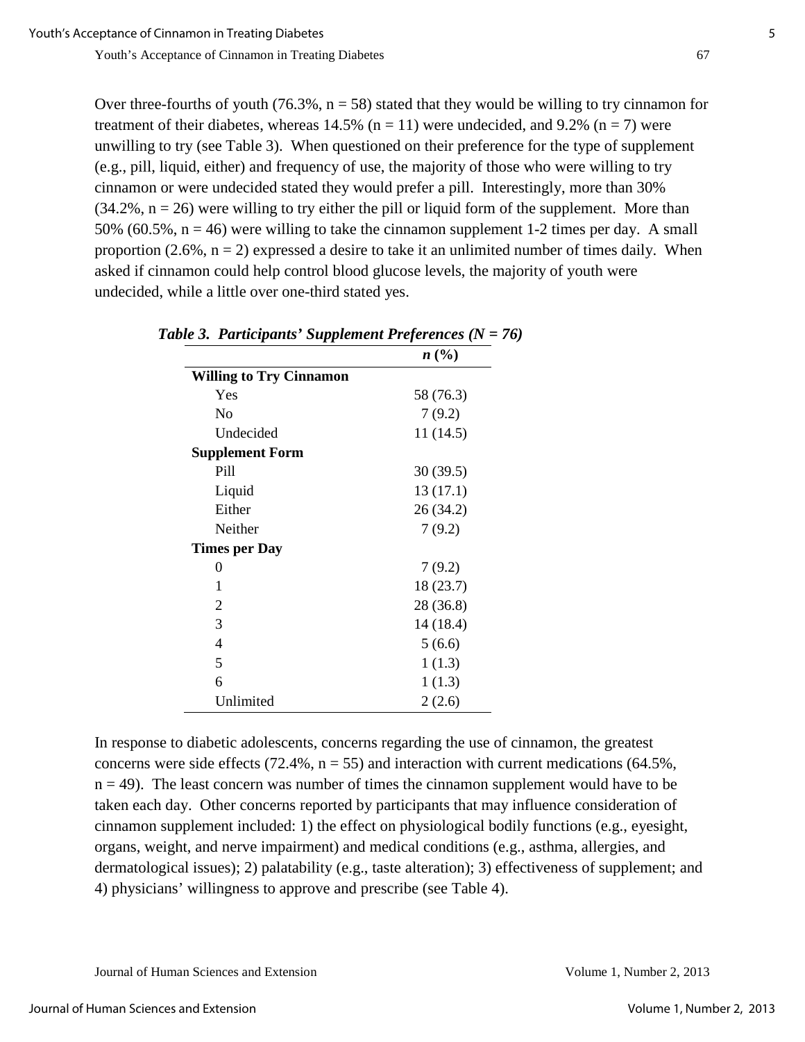Over three-fourths of youth (76.3%, n = 58) stated that they would be willing to try cinnamon for treatment of their diabetes, whereas 14.5% (n = 11) were undecided, and 9.2% (n = 7) were unwilling to try (see Table 3). When questioned on their preference for the type of supplement (e.g., pill, liquid, either) and frequency of use, the majority of those who were willing to try cinnamon or were undecided stated they would prefer a pill. Interestingly, more than 30% (34.2%, n = 26) were willing to try either the pill or liquid form of the supplement. More than 50% (60.5%, n = 46) were willing to take the cinnamon supplement 1-2 times per day. A small proportion (2.6%, n = 2) expressed a desire to take it an unlimited number of times daily. When asked if cinnamon could help control blood glucose levels, the majority of youth were undecided, while a little over one-third stated yes.

***Table 3. Participants' Supplement Preferences (N = 76)***

| | ***n* (%)** |
|---|---|
| **Willing to Try Cinnamon** | |
| Yes | 58 (76.3) |
| No | 7 (9.2) |
| Undecided | 11 (14.5) |
| **Supplement Form** | |
| Pill | 30 (39.5) |
| Liquid | 13 (17.1) |
| Either | 26 (34.2) |
| Neither | 7 (9.2) |
| **Times per Day** | |
| 0 | 7 (9.2) |
| 1 | 18 (23.7) |
| 2 | 28 (36.8) |
| 3 | 14 (18.4) |
| 4 | 5 (6.6) |
| 5 | 1 (1.3) |
| 6 | 1 (1.3) |
| Unlimited | 2 (2.6) |

In response to diabetic adolescents, concerns regarding the use of cinnamon, the greatest concerns were side effects (72.4%, n = 55) and interaction with current medications (64.5%, n = 49). The least concern was number of times the cinnamon supplement would have to be taken each day. Other concerns reported by participants that may influence consideration of cinnamon supplement included: 1) the effect on physiological bodily functions (e.g., eyesight, organs, weight, and nerve impairment) and medical conditions (e.g., asthma, allergies, and dermatological issues); 2) palatability (e.g., taste alteration); 3) effectiveness of supplement; and 4) physicians' willingness to approve and prescribe (see Table 4).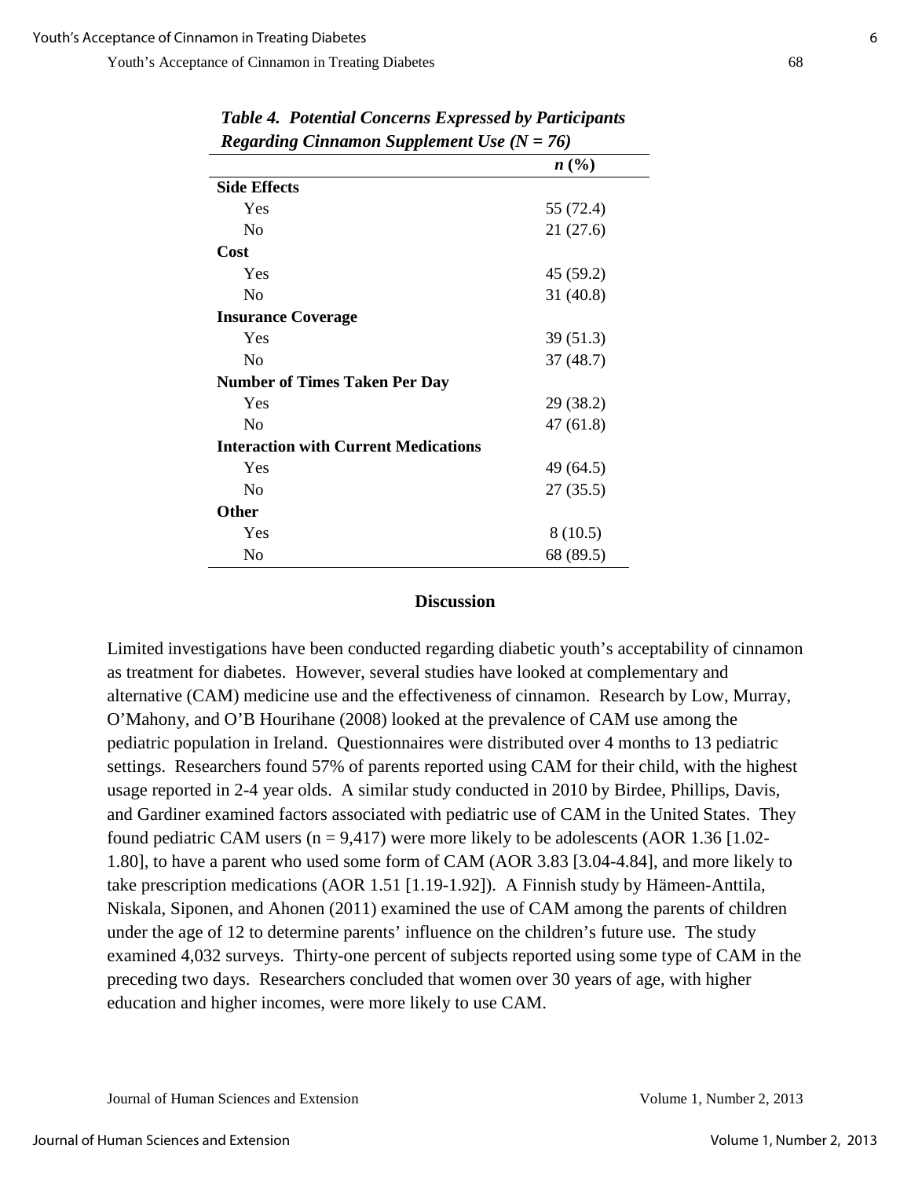***Table 4. Potential Concerns Expressed by Participants Regarding Cinnamon Supplement Use (N = 76)***

| | ***n* (%)** |
|---|---|
| **Side Effects** | |
| Yes | 55 (72.4) |
| No | 21 (27.6) |
| **Cost** | |
| Yes | 45 (59.2) |
| No | 31 (40.8) |
| **Insurance Coverage** | |
| Yes | 39 (51.3) |
| No | 37 (48.7) |
| **Number of Times Taken Per Day** | |
| Yes | 29 (38.2) |
| No | 47 (61.8) |
| **Interaction with Current Medications** | |
| Yes | 49 (64.5) |
| No | 27 (35.5) |
| **Other** | |
| Yes | 8 (10.5) |
| No | 68 (89.5) |

## Discussion

Limited investigations have been conducted regarding diabetic youth's acceptability of cinnamon as treatment for diabetes. However, several studies have looked at complementary and alternative (CAM) medicine use and the effectiveness of cinnamon. Research by Low, Murray, O'Mahony, and O'B Hourihane (2008) looked at the prevalence of CAM use among the pediatric population in Ireland. Questionnaires were distributed over 4 months to 13 pediatric settings. Researchers found 57% of parents reported using CAM for their child, with the highest usage reported in 2-4 year olds. A similar study conducted in 2010 by Birdee, Phillips, Davis, and Gardiner examined factors associated with pediatric use of CAM in the United States. They found pediatric CAM users ($n = 9{,}417$) were more likely to be adolescents (AOR 1.36 [1.02-1.80], to have a parent who used some form of CAM (AOR 3.83 [3.04-4.84], and more likely to take prescription medications (AOR 1.51 [1.19-1.92]). A Finnish study by Hämeen-Anttila, Niskala, Siponen, and Ahonen (2011) examined the use of CAM among the parents of children under the age of 12 to determine parents' influence on the children's future use. The study examined 4,032 surveys. Thirty-one percent of subjects reported using some type of CAM in the preceding two days. Researchers concluded that women over 30 years of age, with higher education and higher incomes, were more likely to use CAM.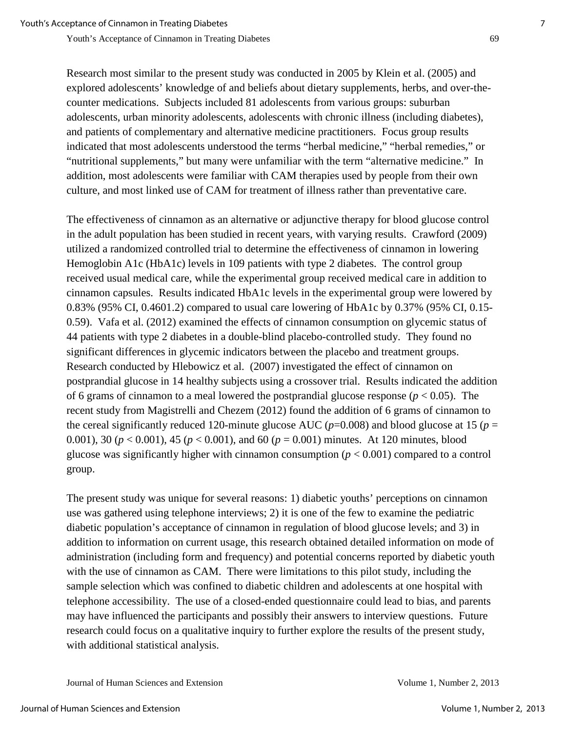Research most similar to the present study was conducted in 2005 by Klein et al. (2005) and explored adolescents' knowledge of and beliefs about dietary supplements, herbs, and over-the-counter medications. Subjects included 81 adolescents from various groups: suburban adolescents, urban minority adolescents, adolescents with chronic illness (including diabetes), and patients of complementary and alternative medicine practitioners. Focus group results indicated that most adolescents understood the terms "herbal medicine," "herbal remedies," or "nutritional supplements," but many were unfamiliar with the term "alternative medicine." In addition, most adolescents were familiar with CAM therapies used by people from their own culture, and most linked use of CAM for treatment of illness rather than preventative care.

The effectiveness of cinnamon as an alternative or adjunctive therapy for blood glucose control in the adult population has been studied in recent years, with varying results. Crawford (2009) utilized a randomized controlled trial to determine the effectiveness of cinnamon in lowering Hemoglobin A1c (HbA1c) levels in 109 patients with type 2 diabetes. The control group received usual medical care, while the experimental group received medical care in addition to cinnamon capsules. Results indicated HbA1c levels in the experimental group were lowered by 0.83% (95% CI, 0.4601.2) compared to usual care lowering of HbA1c by 0.37% (95% CI, 0.15-0.59). Vafa et al. (2012) examined the effects of cinnamon consumption on glycemic status of 44 patients with type 2 diabetes in a double-blind placebo-controlled study. They found no significant differences in glycemic indicators between the placebo and treatment groups. Research conducted by Hlebowicz et al. (2007) investigated the effect of cinnamon on postprandial glucose in 14 healthy subjects using a crossover trial. Results indicated the addition of 6 grams of cinnamon to a meal lowered the postprandial glucose response ($p < 0.05$). The recent study from Magistrelli and Chezem (2012) found the addition of 6 grams of cinnamon to the cereal significantly reduced 120-minute glucose AUC ($p$=0.008) and blood glucose at 15 ($p$ = 0.001), 30 ($p < 0.001$), 45 ($p < 0.001$), and 60 ($p$ = 0.001) minutes. At 120 minutes, blood glucose was significantly higher with cinnamon consumption ($p < 0.001$) compared to a control group.

The present study was unique for several reasons: 1) diabetic youths' perceptions on cinnamon use was gathered using telephone interviews; 2) it is one of the few to examine the pediatric diabetic population's acceptance of cinnamon in regulation of blood glucose levels; and 3) in addition to information on current usage, this research obtained detailed information on mode of administration (including form and frequency) and potential concerns reported by diabetic youth with the use of cinnamon as CAM. There were limitations to this pilot study, including the sample selection which was confined to diabetic children and adolescents at one hospital with telephone accessibility. The use of a closed-ended questionnaire could lead to bias, and parents may have influenced the participants and possibly their answers to interview questions. Future research could focus on a qualitative inquiry to further explore the results of the present study, with additional statistical analysis.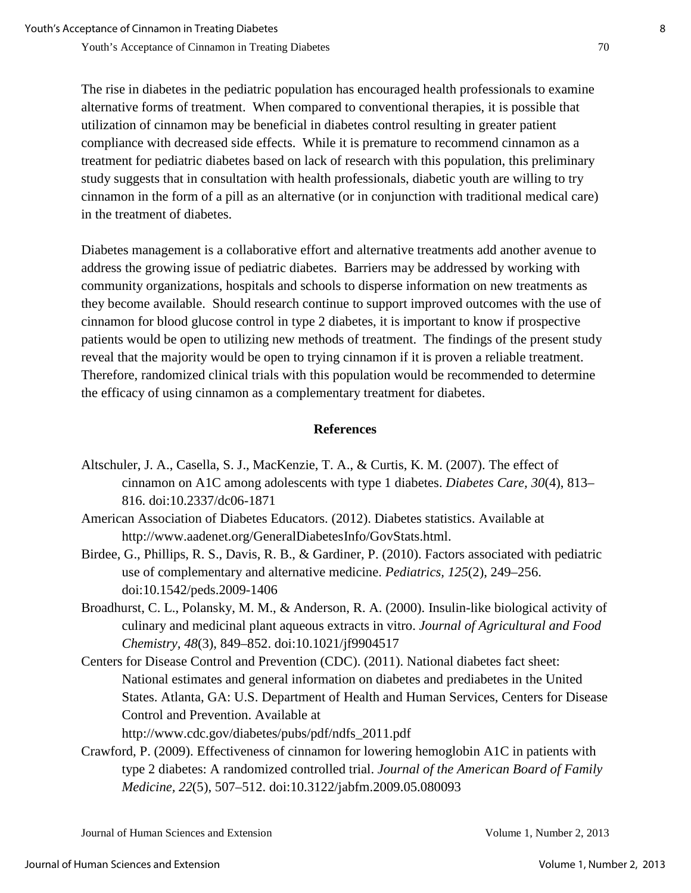The rise in diabetes in the pediatric population has encouraged health professionals to examine alternative forms of treatment. When compared to conventional therapies, it is possible that utilization of cinnamon may be beneficial in diabetes control resulting in greater patient compliance with decreased side effects. While it is premature to recommend cinnamon as a treatment for pediatric diabetes based on lack of research with this population, this preliminary study suggests that in consultation with health professionals, diabetic youth are willing to try cinnamon in the form of a pill as an alternative (or in conjunction with traditional medical care) in the treatment of diabetes.

Diabetes management is a collaborative effort and alternative treatments add another avenue to address the growing issue of pediatric diabetes. Barriers may be addressed by working with community organizations, hospitals and schools to disperse information on new treatments as they become available. Should research continue to support improved outcomes with the use of cinnamon for blood glucose control in type 2 diabetes, it is important to know if prospective patients would be open to utilizing new methods of treatment. The findings of the present study reveal that the majority would be open to trying cinnamon if it is proven a reliable treatment. Therefore, randomized clinical trials with this population would be recommended to determine the efficacy of using cinnamon as a complementary treatment for diabetes.

## References

Altschuler, J. A., Casella, S. J., MacKenzie, T. A., & Curtis, K. M. (2007). The effect of cinnamon on A1C among adolescents with type 1 diabetes. *Diabetes Care, 30*(4), 813–816. doi:10.2337/dc06-1871

American Association of Diabetes Educators. (2012). Diabetes statistics. Available at http://www.aadenet.org/GeneralDiabetesInfo/GovStats.html.

Birdee, G., Phillips, R. S., Davis, R. B., & Gardiner, P. (2010). Factors associated with pediatric use of complementary and alternative medicine. *Pediatrics, 125*(2), 249–256. doi:10.1542/peds.2009-1406

Broadhurst, C. L., Polansky, M. M., & Anderson, R. A. (2000). Insulin-like biological activity of culinary and medicinal plant aqueous extracts in vitro. *Journal of Agricultural and Food Chemistry*, *48*(3), 849–852. doi:10.1021/jf9904517

Centers for Disease Control and Prevention (CDC). (2011). National diabetes fact sheet: National estimates and general information on diabetes and prediabetes in the United States. Atlanta, GA: U.S. Department of Health and Human Services, Centers for Disease Control and Prevention. Available at http://www.cdc.gov/diabetes/pubs/pdf/ndfs_2011.pdf

Crawford, P. (2009). Effectiveness of cinnamon for lowering hemoglobin A1C in patients with type 2 diabetes: A randomized controlled trial. *Journal of the American Board of Family Medicine, 22*(5), 507–512. doi:10.3122/jabfm.2009.05.080093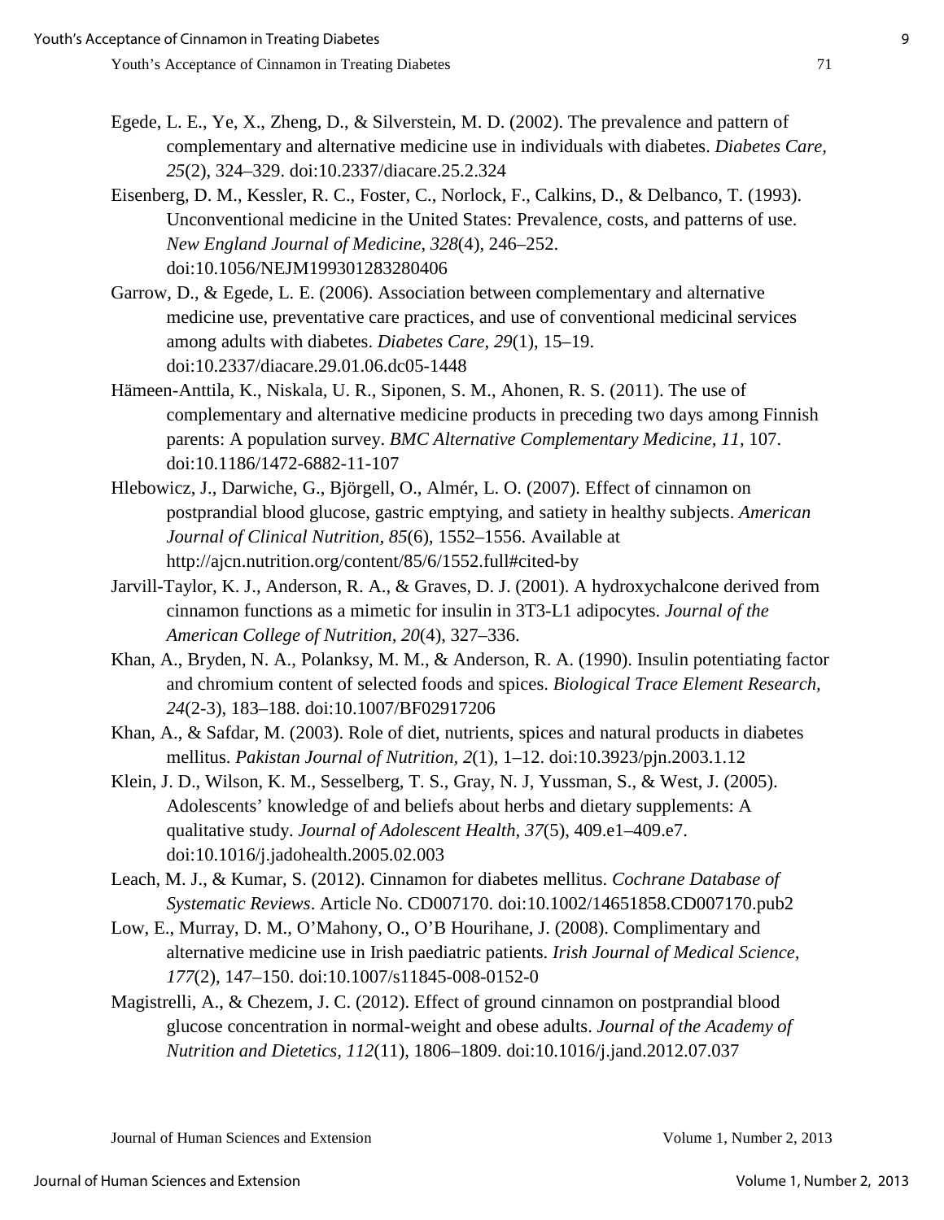Egede, L. E., Ye, X., Zheng, D., & Silverstein, M. D. (2002). The prevalence and pattern of complementary and alternative medicine use in individuals with diabetes. *Diabetes Care, 25*(2), 324–329. doi:10.2337/diacare.25.2.324

Eisenberg, D. M., Kessler, R. C., Foster, C., Norlock, F., Calkins, D., & Delbanco, T. (1993). Unconventional medicine in the United States: Prevalence, costs, and patterns of use. *New England Journal of Medicine*, *328*(4), 246–252. doi:10.1056/NEJM199301283280406

Garrow, D., & Egede, L. E. (2006). Association between complementary and alternative medicine use, preventative care practices, and use of conventional medicinal services among adults with diabetes. *Diabetes Care*, *29*(1), 15–19. doi:10.2337/diacare.29.01.06.dc05-1448

Hämeen-Anttila, K., Niskala, U. R., Siponen, S. M., Ahonen, R. S. (2011). The use of complementary and alternative medicine products in preceding two days among Finnish parents: A population survey. *BMC Alternative Complementary Medicine, 11,* 107. doi:10.1186/1472-6882-11-107

Hlebowicz, J., Darwiche, G., Björgell, O., Almér, L. O. (2007). Effect of cinnamon on postprandial blood glucose, gastric emptying, and satiety in healthy subjects. *American Journal of Clinical Nutrition, 85*(6), 1552–1556. Available at http://ajcn.nutrition.org/content/85/6/1552.full#cited-by

Jarvill-Taylor, K. J., Anderson, R. A., & Graves, D. J. (2001). A hydroxychalcone derived from cinnamon functions as a mimetic for insulin in 3T3-L1 adipocytes. *Journal of the American College of Nutrition, 20*(4), 327–336.

Khan, A., Bryden, N. A., Polanksy, M. M., & Anderson, R. A. (1990). Insulin potentiating factor and chromium content of selected foods and spices. *Biological Trace Element Research, 24*(2-3), 183–188. doi:10.1007/BF02917206

Khan, A., & Safdar, M. (2003). Role of diet, nutrients, spices and natural products in diabetes mellitus. *Pakistan Journal of Nutrition, 2*(1), 1–12. doi:10.3923/pjn.2003.1.12

Klein, J. D., Wilson, K. M., Sesselberg, T. S., Gray, N. J, Yussman, S., & West, J. (2005). Adolescents' knowledge of and beliefs about herbs and dietary supplements: A qualitative study. *Journal of Adolescent Health, 37*(5), 409.e1–409.e7. doi:10.1016/j.jadohealth.2005.02.003

Leach, M. J., & Kumar, S. (2012). Cinnamon for diabetes mellitus. *Cochrane Database of Systematic Reviews*. Article No. CD007170. doi:10.1002/14651858.CD007170.pub2

Low, E., Murray, D. M., O'Mahony, O., O'B Hourihane, J. (2008). Complimentary and alternative medicine use in Irish paediatric patients. *Irish Journal of Medical Science, 177*(2), 147–150. doi:10.1007/s11845-008-0152-0

Magistrelli, A., & Chezem, J. C. (2012). Effect of ground cinnamon on postprandial blood glucose concentration in normal-weight and obese adults. *Journal of the Academy of Nutrition and Dietetics, 112*(11), 1806–1809. doi:10.1016/j.jand.2012.07.037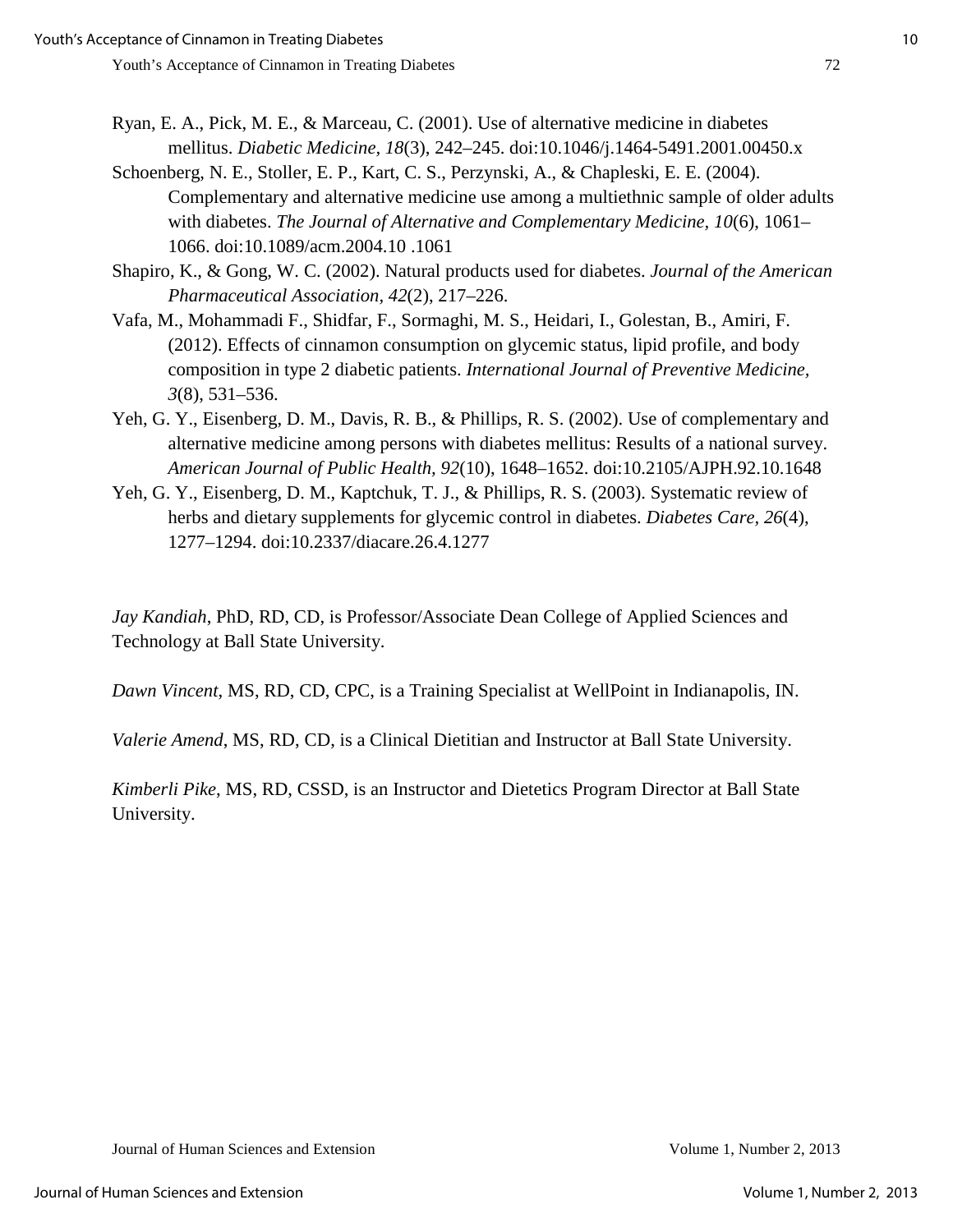Ryan, E. A., Pick, M. E., & Marceau, C. (2001). Use of alternative medicine in diabetes mellitus. *Diabetic Medicine, 18*(3), 242–245. doi:10.1046/j.1464-5491.2001.00450.x

Schoenberg, N. E., Stoller, E. P., Kart, C. S., Perzynski, A., & Chapleski, E. E. (2004). Complementary and alternative medicine use among a multiethnic sample of older adults with diabetes. *The Journal of Alternative and Complementary Medicine, 10*(6), 1061–1066. doi:10.1089/acm.2004.10 .1061

Shapiro, K., & Gong, W. C. (2002). Natural products used for diabetes. *Journal of the American Pharmaceutical Association, 42*(2), 217–226.

Vafa, M., Mohammadi F., Shidfar, F., Sormaghi, M. S., Heidari, I., Golestan, B., Amiri, F. (2012). Effects of cinnamon consumption on glycemic status, lipid profile, and body composition in type 2 diabetic patients. *International Journal of Preventive Medicine, 3*(8), 531–536.

Yeh, G. Y., Eisenberg, D. M., Davis, R. B., & Phillips, R. S. (2002). Use of complementary and alternative medicine among persons with diabetes mellitus: Results of a national survey. *American Journal of Public Health, 92*(10), 1648–1652. doi:10.2105/AJPH.92.10.1648

Yeh, G. Y., Eisenberg, D. M., Kaptchuk, T. J., & Phillips, R. S. (2003). Systematic review of herbs and dietary supplements for glycemic control in diabetes. *Diabetes Care, 26*(4), 1277–1294. doi:10.2337/diacare.26.4.1277

*Jay Kandiah*, PhD, RD, CD, is Professor/Associate Dean College of Applied Sciences and Technology at Ball State University.

*Dawn Vincent*, MS, RD, CD, CPC, is a Training Specialist at WellPoint in Indianapolis, IN.

*Valerie Amend*, MS, RD, CD, is a Clinical Dietitian and Instructor at Ball State University.

*Kimberli Pike*, MS, RD, CSSD, is an Instructor and Dietetics Program Director at Ball State University.